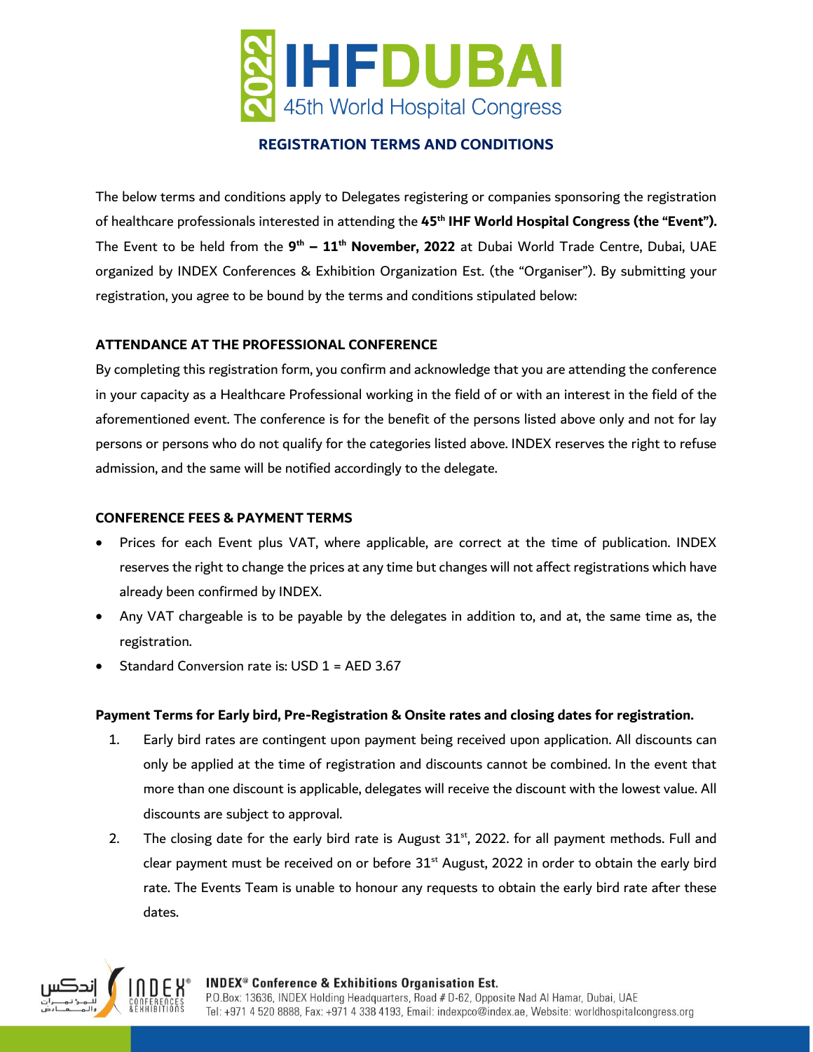# 2022 IHFDUBAI
## 45th World Hospital Congress

### REGISTRATION TERMS AND CONDITIONS

The below terms and conditions apply to Delegates registering or companies sponsoring the registration of healthcare professionals interested in attending the **45th IHF World Hospital Congress (the "Event").** The Event to be held from the **9th – 11th November, 2022** at Dubai World Trade Centre, Dubai, UAE organized by INDEX Conferences & Exhibition Organization Est. (the "Organiser"). By submitting your registration, you agree to be bound by the terms and conditions stipulated below:

**ATTENDANCE AT THE PROFESSIONAL CONFERENCE**

By completing this registration form, you confirm and acknowledge that you are attending the conference in your capacity as a Healthcare Professional working in the field of or with an interest in the field of the aforementioned event. The conference is for the benefit of the persons listed above only and not for lay persons or persons who do not qualify for the categories listed above. INDEX reserves the right to refuse admission, and the same will be notified accordingly to the delegate.

**CONFERENCE FEES & PAYMENT TERMS**

- Prices for each Event plus VAT, where applicable, are correct at the time of publication. INDEX reserves the right to change the prices at any time but changes will not affect registrations which have already been confirmed by INDEX.
- Any VAT chargeable is to be payable by the delegates in addition to, and at, the same time as, the registration.
- Standard Conversion rate is: USD 1 = AED 3.67

**Payment Terms for Early bird, Pre-Registration & Onsite rates and closing dates for registration.**

1. Early bird rates are contingent upon payment being received upon application. All discounts can only be applied at the time of registration and discounts cannot be combined. In the event that more than one discount is applicable, delegates will receive the discount with the lowest value. All discounts are subject to approval.
2. The closing date for the early bird rate is August 31st, 2022. for all payment methods. Full and clear payment must be received on or before 31st August, 2022 in order to obtain the early bird rate. The Events Team is unable to honour any requests to obtain the early bird rate after these dates.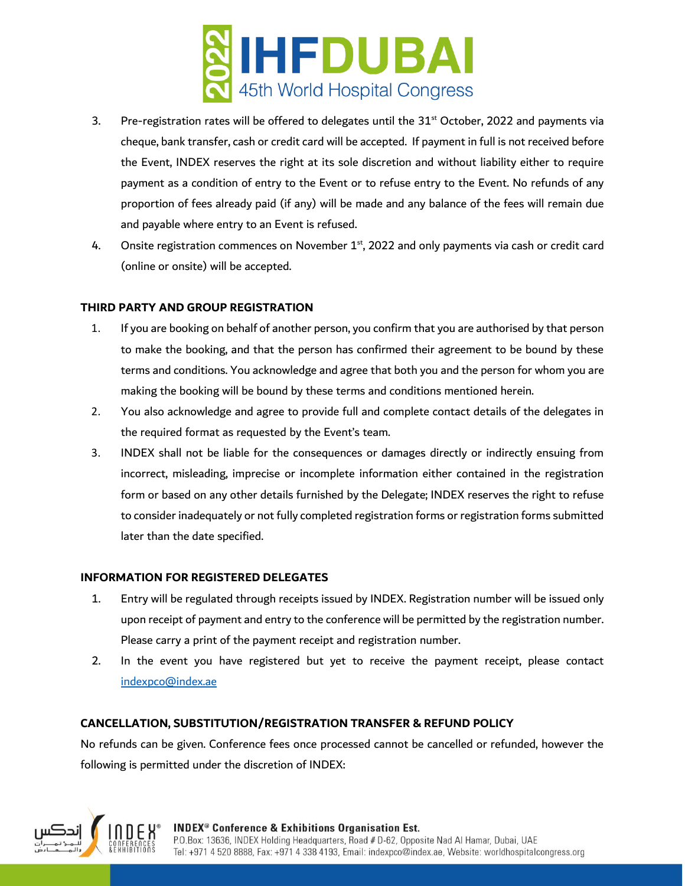3. Pre-registration rates will be offered to delegates until the 31st October, 2022 and payments via cheque, bank transfer, cash or credit card will be accepted. If payment in full is not received before the Event, INDEX reserves the right at its sole discretion and without liability either to require payment as a condition of entry to the Event or to refuse entry to the Event. No refunds of any proportion of fees already paid (if any) will be made and any balance of the fees will remain due and payable where entry to an Event is refused.
4. Onsite registration commences on November 1st, 2022 and only payments via cash or credit card (online or onsite) will be accepted.

**THIRD PARTY AND GROUP REGISTRATION**

1. If you are booking on behalf of another person, you confirm that you are authorised by that person to make the booking, and that the person has confirmed their agreement to be bound by these terms and conditions. You acknowledge and agree that both you and the person for whom you are making the booking will be bound by these terms and conditions mentioned herein.
2. You also acknowledge and agree to provide full and complete contact details of the delegates in the required format as requested by the Event's team.
3. INDEX shall not be liable for the consequences or damages directly or indirectly ensuing from incorrect, misleading, imprecise or incomplete information either contained in the registration form or based on any other details furnished by the Delegate; INDEX reserves the right to refuse to consider inadequately or not fully completed registration forms or registration forms submitted later than the date specified.

**INFORMATION FOR REGISTERED DELEGATES**

1. Entry will be regulated through receipts issued by INDEX. Registration number will be issued only upon receipt of payment and entry to the conference will be permitted by the registration number. Please carry a print of the payment receipt and registration number.
2. In the event you have registered but yet to receive the payment receipt, please contact indexpco@index.ae

**CANCELLATION, SUBSTITUTION/REGISTRATION TRANSFER & REFUND POLICY**

No refunds can be given. Conference fees once processed cannot be cancelled or refunded, however the following is permitted under the discretion of INDEX: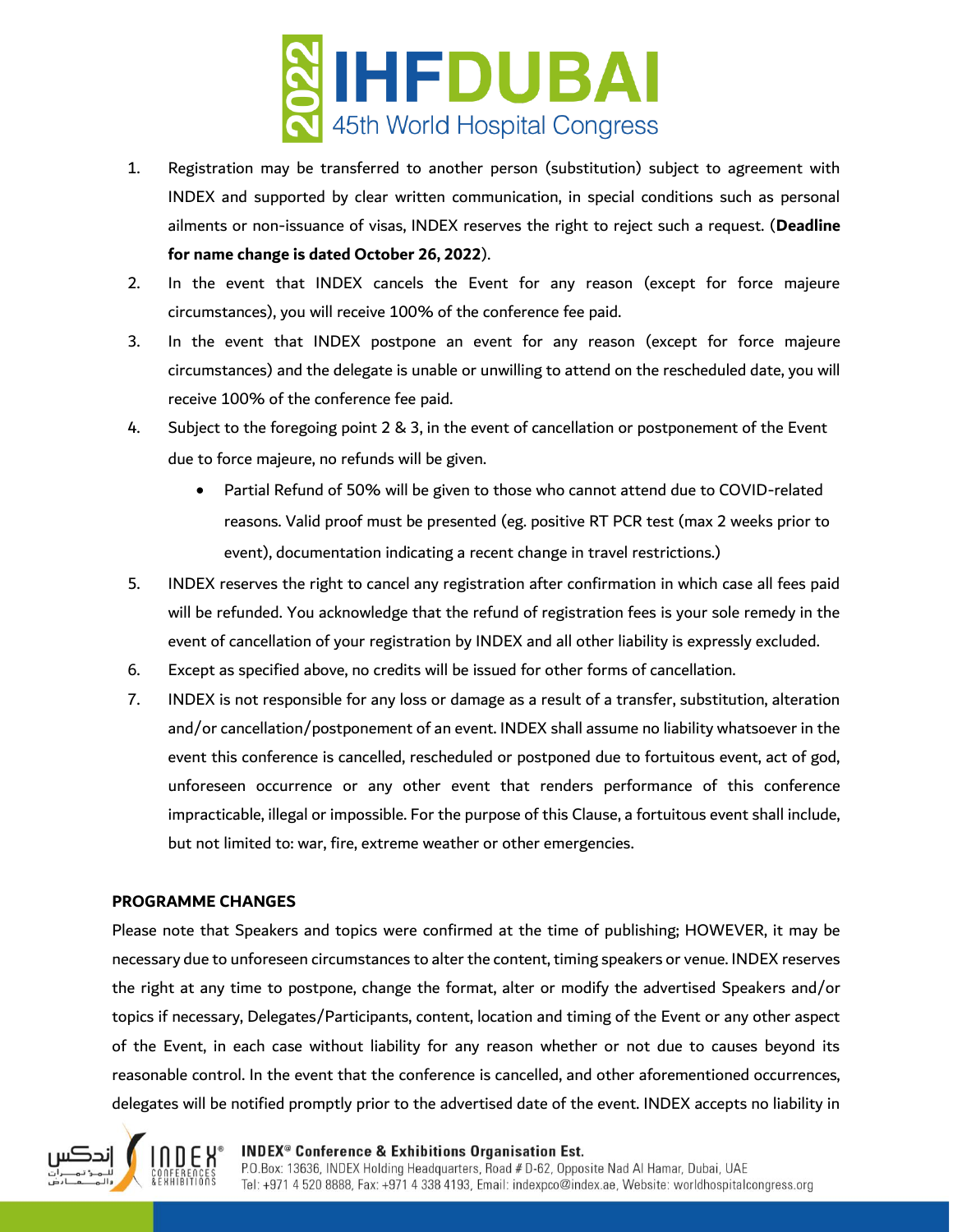1. Registration may be transferred to another person (substitution) subject to agreement with INDEX and supported by clear written communication, in special conditions such as personal ailments or non-issuance of visas, INDEX reserves the right to reject such a request. (**Deadline for name change is dated October 26, 2022**).
2. In the event that INDEX cancels the Event for any reason (except for force majeure circumstances), you will receive 100% of the conference fee paid.
3. In the event that INDEX postpone an event for any reason (except for force majeure circumstances) and the delegate is unable or unwilling to attend on the rescheduled date, you will receive 100% of the conference fee paid.
4. Subject to the foregoing point 2 & 3, in the event of cancellation or postponement of the Event due to force majeure, no refunds will be given.
   - Partial Refund of 50% will be given to those who cannot attend due to COVID-related reasons. Valid proof must be presented (eg. positive RT PCR test (max 2 weeks prior to event), documentation indicating a recent change in travel restrictions.)
5. INDEX reserves the right to cancel any registration after confirmation in which case all fees paid will be refunded. You acknowledge that the refund of registration fees is your sole remedy in the event of cancellation of your registration by INDEX and all other liability is expressly excluded.
6. Except as specified above, no credits will be issued for other forms of cancellation.
7. INDEX is not responsible for any loss or damage as a result of a transfer, substitution, alteration and/or cancellation/postponement of an event. INDEX shall assume no liability whatsoever in the event this conference is cancelled, rescheduled or postponed due to fortuitous event, act of god, unforeseen occurrence or any other event that renders performance of this conference impracticable, illegal or impossible. For the purpose of this Clause, a fortuitous event shall include, but not limited to: war, fire, extreme weather or other emergencies.

**PROGRAMME CHANGES**

Please note that Speakers and topics were confirmed at the time of publishing; HOWEVER, it may be necessary due to unforeseen circumstances to alter the content, timing speakers or venue. INDEX reserves the right at any time to postpone, change the format, alter or modify the advertised Speakers and/or topics if necessary, Delegates/Participants, content, location and timing of the Event or any other aspect of the Event, in each case without liability for any reason whether or not due to causes beyond its reasonable control. In the event that the conference is cancelled, and other aforementioned occurrences, delegates will be notified promptly prior to the advertised date of the event. INDEX accepts no liability in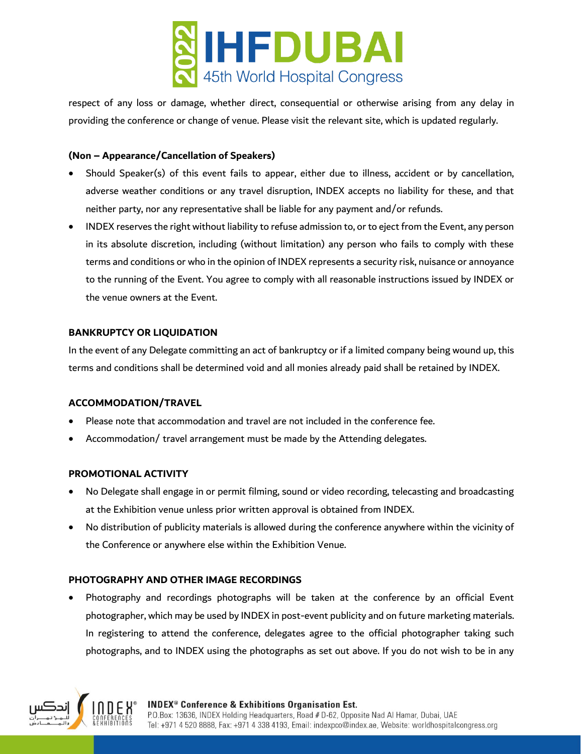respect of any loss or damage, whether direct, consequential or otherwise arising from any delay in providing the conference or change of venue. Please visit the relevant site, which is updated regularly.

**(Non – Appearance/Cancellation of Speakers)**

- Should Speaker(s) of this event fails to appear, either due to illness, accident or by cancellation, adverse weather conditions or any travel disruption, INDEX accepts no liability for these, and that neither party, nor any representative shall be liable for any payment and/or refunds.
- INDEX reserves the right without liability to refuse admission to, or to eject from the Event, any person in its absolute discretion, including (without limitation) any person who fails to comply with these terms and conditions or who in the opinion of INDEX represents a security risk, nuisance or annoyance to the running of the Event. You agree to comply with all reasonable instructions issued by INDEX or the venue owners at the Event.

**BANKRUPTCY OR LIQUIDATION**

In the event of any Delegate committing an act of bankruptcy or if a limited company being wound up, this terms and conditions shall be determined void and all monies already paid shall be retained by INDEX.

**ACCOMMODATION/TRAVEL**

- Please note that accommodation and travel are not included in the conference fee.
- Accommodation/ travel arrangement must be made by the Attending delegates.

**PROMOTIONAL ACTIVITY**

- No Delegate shall engage in or permit filming, sound or video recording, telecasting and broadcasting at the Exhibition venue unless prior written approval is obtained from INDEX.
- No distribution of publicity materials is allowed during the conference anywhere within the vicinity of the Conference or anywhere else within the Exhibition Venue.

**PHOTOGRAPHY AND OTHER IMAGE RECORDINGS**

- Photography and recordings photographs will be taken at the conference by an official Event photographer, which may be used by INDEX in post-event publicity and on future marketing materials. In registering to attend the conference, delegates agree to the official photographer taking such photographs, and to INDEX using the photographs as set out above. If you do not wish to be in any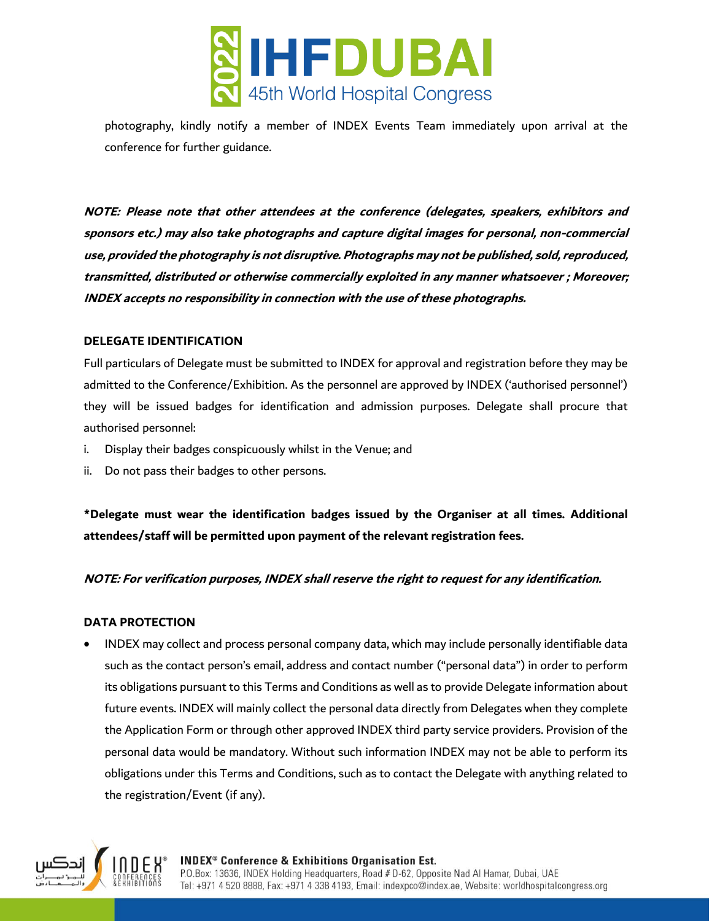photography, kindly notify a member of INDEX Events Team immediately upon arrival at the conference for further guidance.

***NOTE: Please note that other attendees at the conference (delegates, speakers, exhibitors and sponsors etc.) may also take photographs and capture digital images for personal, non-commercial use, provided the photography is not disruptive. Photographs may not be published, sold, reproduced, transmitted, distributed or otherwise commercially exploited in any manner whatsoever ; Moreover; INDEX accepts no responsibility in connection with the use of these photographs.***

**DELEGATE IDENTIFICATION**

Full particulars of Delegate must be submitted to INDEX for approval and registration before they may be admitted to the Conference/Exhibition. As the personnel are approved by INDEX ('authorised personnel') they will be issued badges for identification and admission purposes. Delegate shall procure that authorised personnel:

i. Display their badges conspicuously whilst in the Venue; and
ii. Do not pass their badges to other persons.

**\*Delegate must wear the identification badges issued by the Organiser at all times. Additional attendees/staff will be permitted upon payment of the relevant registration fees.**

***NOTE: For verification purposes, INDEX shall reserve the right to request for any identification.***

**DATA PROTECTION**

- INDEX may collect and process personal company data, which may include personally identifiable data such as the contact person's email, address and contact number ("personal data") in order to perform its obligations pursuant to this Terms and Conditions as well as to provide Delegate information about future events. INDEX will mainly collect the personal data directly from Delegates when they complete the Application Form or through other approved INDEX third party service providers. Provision of the personal data would be mandatory. Without such information INDEX may not be able to perform its obligations under this Terms and Conditions, such as to contact the Delegate with anything related to the registration/Event (if any).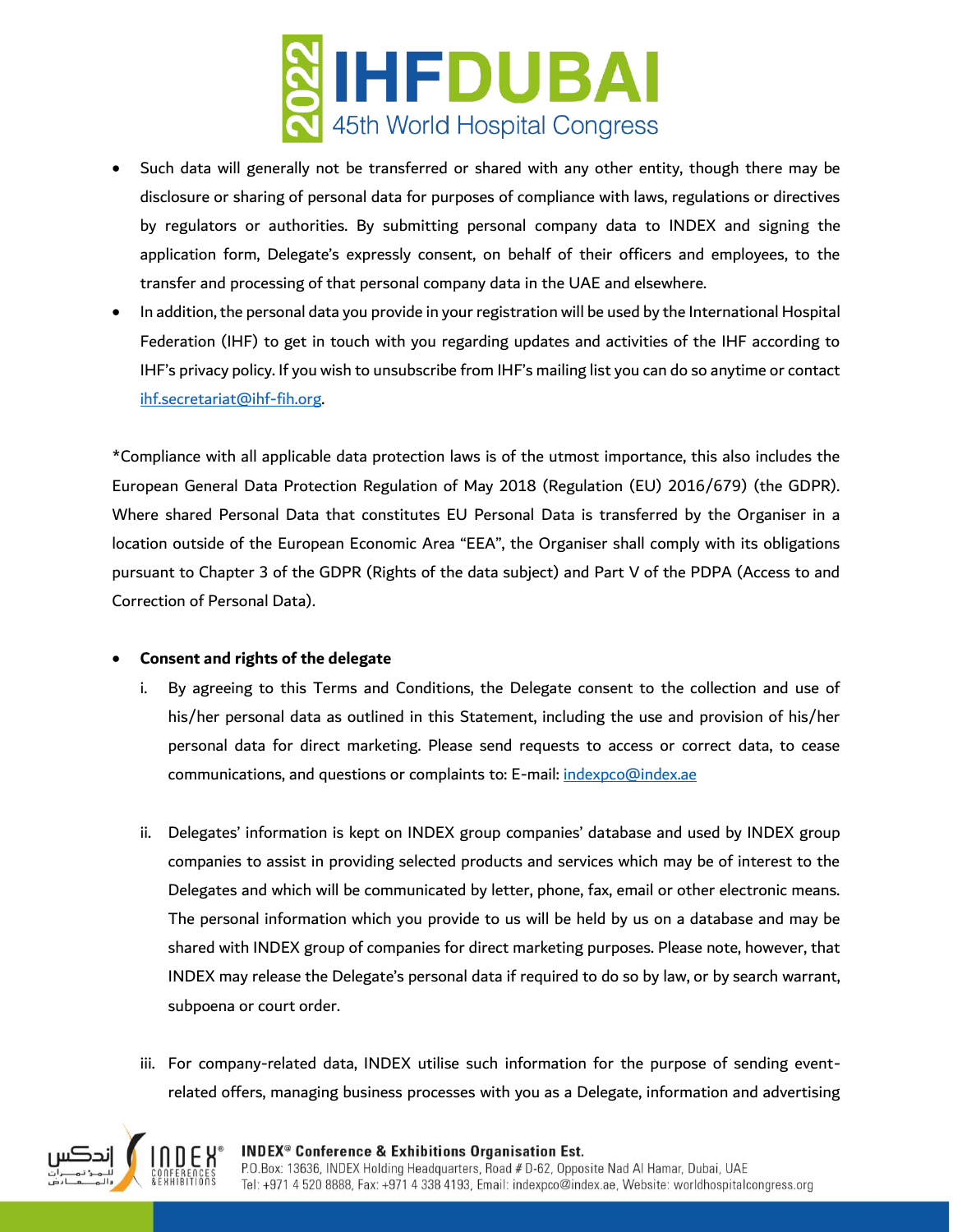- Such data will generally not be transferred or shared with any other entity, though there may be disclosure or sharing of personal data for purposes of compliance with laws, regulations or directives by regulators or authorities. By submitting personal company data to INDEX and signing the application form, Delegate's expressly consent, on behalf of their officers and employees, to the transfer and processing of that personal company data in the UAE and elsewhere.
- In addition, the personal data you provide in your registration will be used by the International Hospital Federation (IHF) to get in touch with you regarding updates and activities of the IHF according to IHF's privacy policy. If you wish to unsubscribe from IHF's mailing list you can do so anytime or contact ihf.secretariat@ihf-fih.org.

*Compliance with all applicable data protection laws is of the utmost importance, this also includes the European General Data Protection Regulation of May 2018 (Regulation (EU) 2016/679) (the GDPR). Where shared Personal Data that constitutes EU Personal Data is transferred by the Organiser in a location outside of the European Economic Area "EEA", the Organiser shall comply with its obligations pursuant to Chapter 3 of the GDPR (Rights of the data subject) and Part V of the PDPA (Access to and Correction of Personal Data).

- **Consent and rights of the delegate**
  i. By agreeing to this Terms and Conditions, the Delegate consent to the collection and use of his/her personal data as outlined in this Statement, including the use and provision of his/her personal data for direct marketing. Please send requests to access or correct data, to cease communications, and questions or complaints to: E-mail: indexpco@index.ae

  ii. Delegates' information is kept on INDEX group companies' database and used by INDEX group companies to assist in providing selected products and services which may be of interest to the Delegates and which will be communicated by letter, phone, fax, email or other electronic means. The personal information which you provide to us will be held by us on a database and may be shared with INDEX group of companies for direct marketing purposes. Please note, however, that INDEX may release the Delegate's personal data if required to do so by law, or by search warrant, subpoena or court order.

  iii. For company-related data, INDEX utilise such information for the purpose of sending event-related offers, managing business processes with you as a Delegate, information and advertising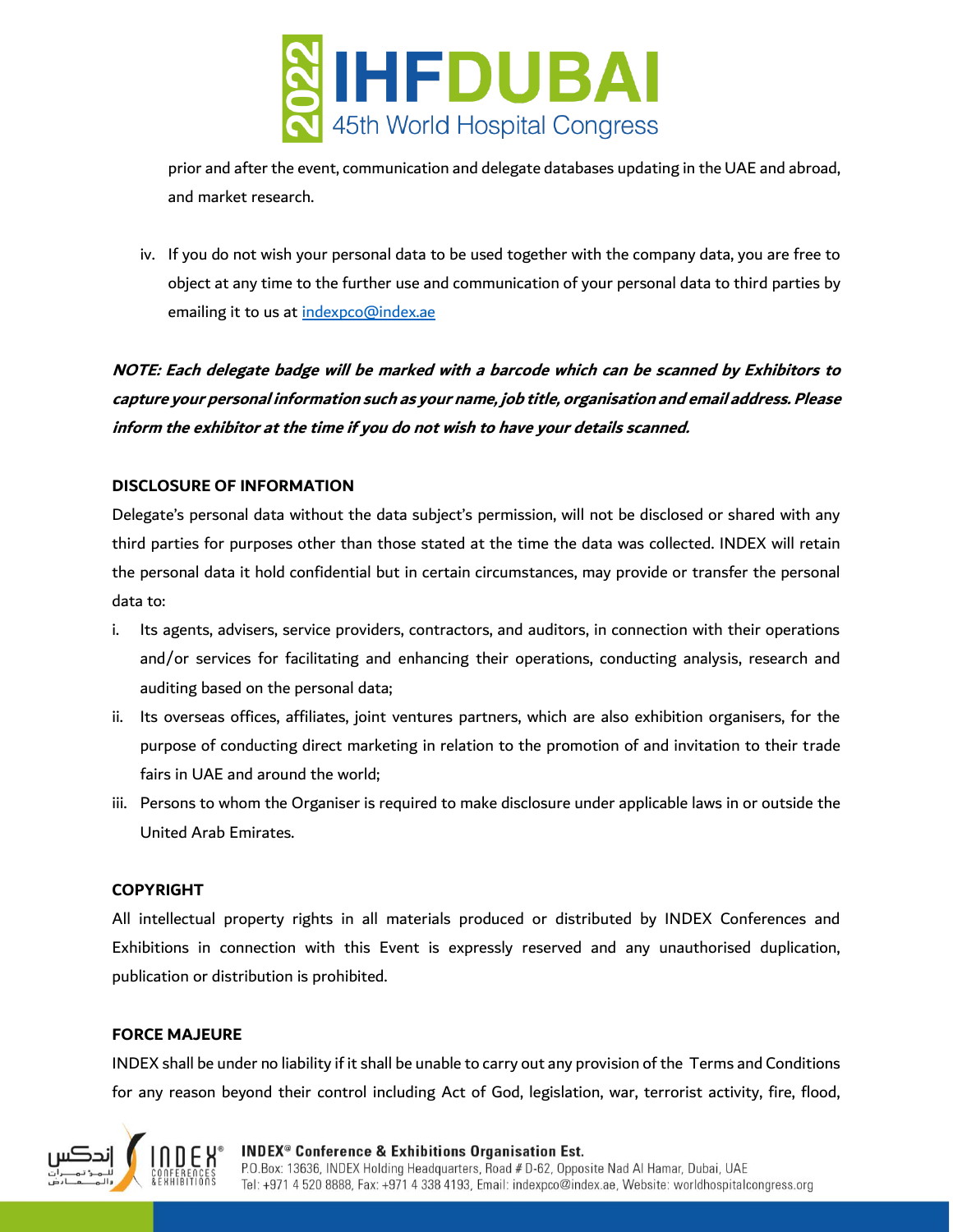prior and after the event, communication and delegate databases updating in the UAE and abroad, and market research.

iv. If you do not wish your personal data to be used together with the company data, you are free to object at any time to the further use and communication of your personal data to third parties by emailing it to us at indexpco@index.ae

***NOTE: Each delegate badge will be marked with a barcode which can be scanned by Exhibitors to capture your personal information such as your name, job title, organisation and email address. Please inform the exhibitor at the time if you do not wish to have your details scanned.***

**DISCLOSURE OF INFORMATION**

Delegate's personal data without the data subject's permission, will not be disclosed or shared with any third parties for purposes other than those stated at the time the data was collected. INDEX will retain the personal data it hold confidential but in certain circumstances, may provide or transfer the personal data to:

i. Its agents, advisers, service providers, contractors, and auditors, in connection with their operations and/or services for facilitating and enhancing their operations, conducting analysis, research and auditing based on the personal data;
ii. Its overseas offices, affiliates, joint ventures partners, which are also exhibition organisers, for the purpose of conducting direct marketing in relation to the promotion of and invitation to their trade fairs in UAE and around the world;
iii. Persons to whom the Organiser is required to make disclosure under applicable laws in or outside the United Arab Emirates.

**COPYRIGHT**

All intellectual property rights in all materials produced or distributed by INDEX Conferences and Exhibitions in connection with this Event is expressly reserved and any unauthorised duplication, publication or distribution is prohibited.

**FORCE MAJEURE**

INDEX shall be under no liability if it shall be unable to carry out any provision of the Terms and Conditions for any reason beyond their control including Act of God, legislation, war, terrorist activity, fire, flood,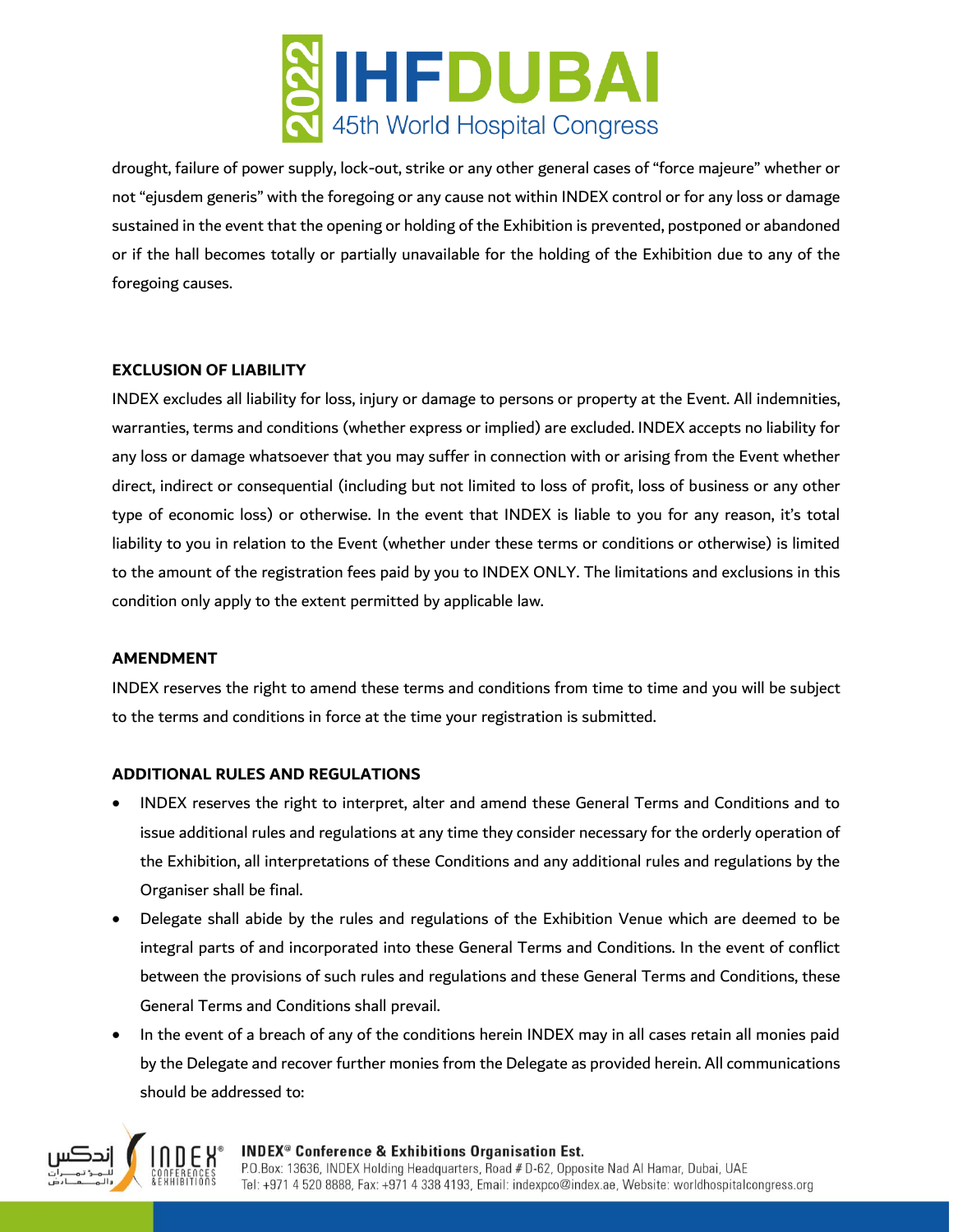drought, failure of power supply, lock-out, strike or any other general cases of "force majeure" whether or not "ejusdem generis" with the foregoing or any cause not within INDEX control or for any loss or damage sustained in the event that the opening or holding of the Exhibition is prevented, postponed or abandoned or if the hall becomes totally or partially unavailable for the holding of the Exhibition due to any of the foregoing causes.

**EXCLUSION OF LIABILITY**

INDEX excludes all liability for loss, injury or damage to persons or property at the Event. All indemnities, warranties, terms and conditions (whether express or implied) are excluded. INDEX accepts no liability for any loss or damage whatsoever that you may suffer in connection with or arising from the Event whether direct, indirect or consequential (including but not limited to loss of profit, loss of business or any other type of economic loss) or otherwise. In the event that INDEX is liable to you for any reason, it's total liability to you in relation to the Event (whether under these terms or conditions or otherwise) is limited to the amount of the registration fees paid by you to INDEX ONLY. The limitations and exclusions in this condition only apply to the extent permitted by applicable law.

**AMENDMENT**

INDEX reserves the right to amend these terms and conditions from time to time and you will be subject to the terms and conditions in force at the time your registration is submitted.

**ADDITIONAL RULES AND REGULATIONS**

- INDEX reserves the right to interpret, alter and amend these General Terms and Conditions and to issue additional rules and regulations at any time they consider necessary for the orderly operation of the Exhibition, all interpretations of these Conditions and any additional rules and regulations by the Organiser shall be final.
- Delegate shall abide by the rules and regulations of the Exhibition Venue which are deemed to be integral parts of and incorporated into these General Terms and Conditions. In the event of conflict between the provisions of such rules and regulations and these General Terms and Conditions, these General Terms and Conditions shall prevail.
- In the event of a breach of any of the conditions herein INDEX may in all cases retain all monies paid by the Delegate and recover further monies from the Delegate as provided herein. All communications should be addressed to: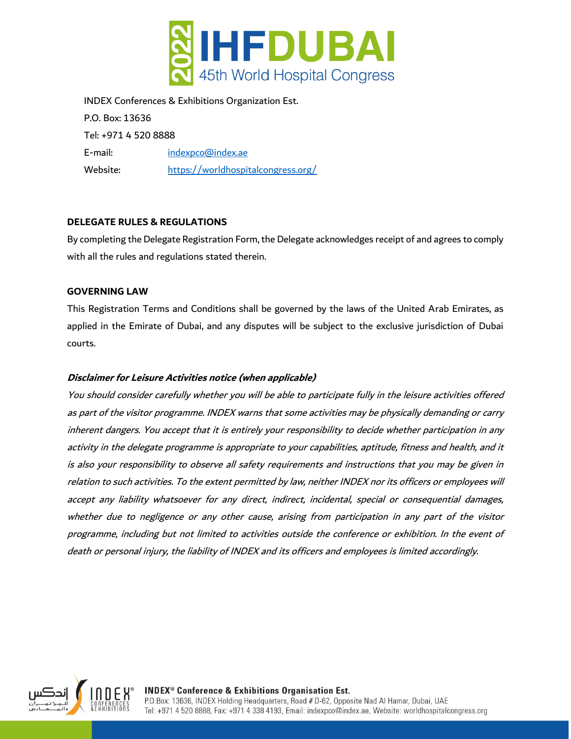INDEX Conferences & Exhibitions Organization Est.

P.O. Box: 13636

Tel: +971 4 520 8888

E-mail: indexpco@index.ae

Website: https://worldhospitalcongress.org/

**DELEGATE RULES & REGULATIONS**

By completing the Delegate Registration Form, the Delegate acknowledges receipt of and agrees to comply with all the rules and regulations stated therein.

**GOVERNING LAW**

This Registration Terms and Conditions shall be governed by the laws of the United Arab Emirates, as applied in the Emirate of Dubai, and any disputes will be subject to the exclusive jurisdiction of Dubai courts.

***Disclaimer for Leisure Activities notice (when applicable)***

*You should consider carefully whether you will be able to participate fully in the leisure activities offered as part of the visitor programme. INDEX warns that some activities may be physically demanding or carry inherent dangers. You accept that it is entirely your responsibility to decide whether participation in any activity in the delegate programme is appropriate to your capabilities, aptitude, fitness and health, and it is also your responsibility to observe all safety requirements and instructions that you may be given in relation to such activities. To the extent permitted by law, neither INDEX nor its officers or employees will accept any liability whatsoever for any direct, indirect, incidental, special or consequential damages, whether due to negligence or any other cause, arising from participation in any part of the visitor programme, including but not limited to activities outside the conference or exhibition. In the event of death or personal injury, the liability of INDEX and its officers and employees is limited accordingly.*